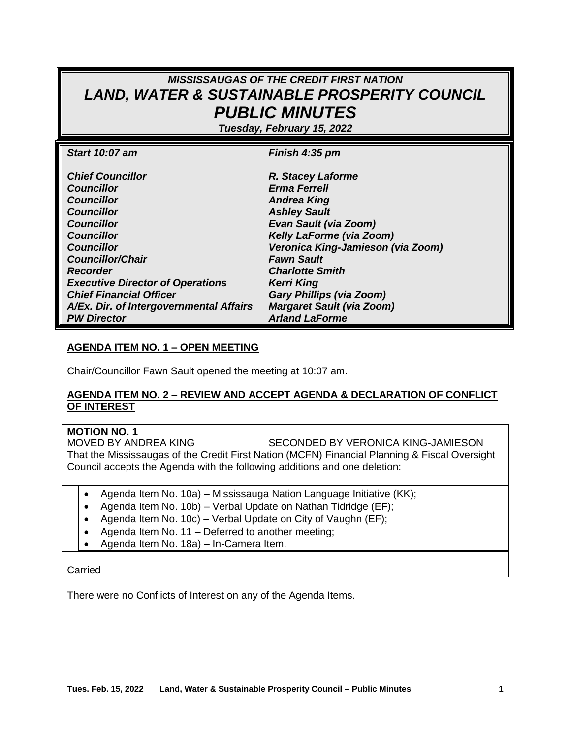# *MISSISSAUGAS OF THE CREDIT FIRST NATION*
# *LAND, WATER & SUSTAINABLE PROSPERITY COUNCIL*
# *PUBLIC MINUTES*

***Tuesday, February 15, 2022***

| | |
|---|---|
| ***Start 10:07 am*** | ***Finish 4:35 pm*** |
| ***Chief Councillor*** | ***R. Stacey Laforme*** |
| ***Councillor*** | ***Erma Ferrell*** |
| ***Councillor*** | ***Andrea King*** |
| ***Councillor*** | ***Ashley Sault*** |
| ***Councillor*** | ***Evan Sault (via Zoom)*** |
| ***Councillor*** | ***Kelly LaForme (via Zoom)*** |
| ***Councillor*** | ***Veronica King-Jamieson (via Zoom)*** |
| ***Councillor/Chair*** | ***Fawn Sault*** |
| ***Recorder*** | ***Charlotte Smith*** |
| ***Executive Director of Operations*** | ***Kerri King*** |
| ***Chief Financial Officer*** | ***Gary Phillips (via Zoom)*** |
| ***A/Ex. Dir. of Intergovernmental Affairs*** | ***Margaret Sault (via Zoom)*** |
| ***PW Director*** | ***Arland LaForme*** |

**AGENDA ITEM NO. 1 – OPEN MEETING**

Chair/Councillor Fawn Sault opened the meeting at 10:07 am.

**AGENDA ITEM NO. 2 – REVIEW AND ACCEPT AGENDA & DECLARATION OF CONFLICT OF INTEREST**

**MOTION NO. 1**
MOVED BY ANDREA KING SECONDED BY VERONICA KING-JAMIESON
That the Mississaugas of the Credit First Nation (MCFN) Financial Planning & Fiscal Oversight Council accepts the Agenda with the following additions and one deletion:

- Agenda Item No. 10a) – Mississauga Nation Language Initiative (KK);
- Agenda Item No. 10b) – Verbal Update on Nathan Tidridge (EF);
- Agenda Item No. 10c) – Verbal Update on City of Vaughn (EF);
- Agenda Item No. 11 – Deferred to another meeting;
- Agenda Item No. 18a) – In-Camera Item.

Carried

There were no Conflicts of Interest on any of the Agenda Items.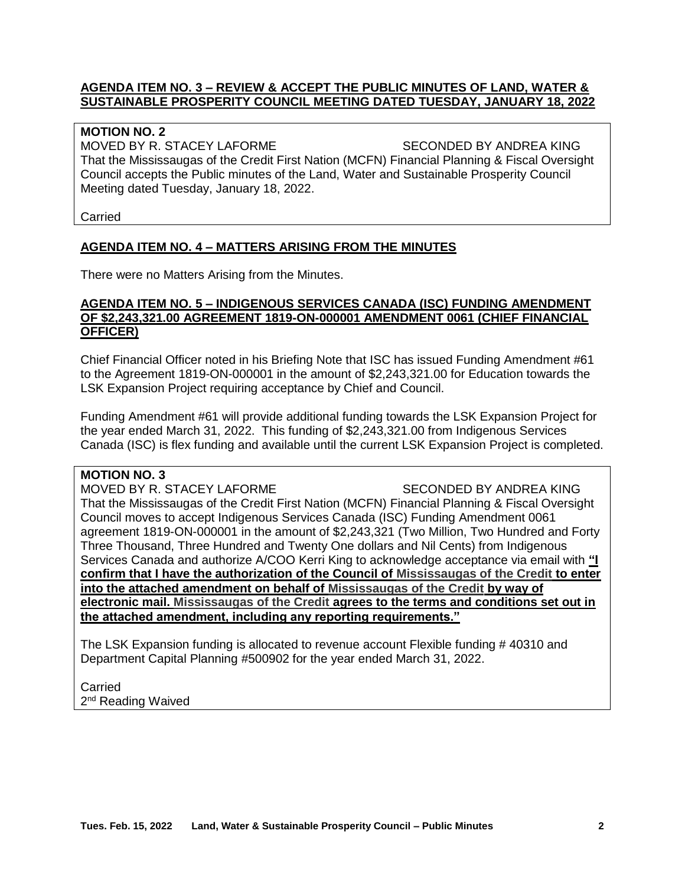## AGENDA ITEM NO. 3 – REVIEW & ACCEPT THE PUBLIC MINUTES OF LAND, WATER & SUSTAINABLE PROSPERITY COUNCIL MEETING DATED TUESDAY, JANUARY 18, 2022

**MOTION NO. 2**
MOVED BY R. STACEY LAFORME SECONDED BY ANDREA KING
That the Mississaugas of the Credit First Nation (MCFN) Financial Planning & Fiscal Oversight Council accepts the Public minutes of the Land, Water and Sustainable Prosperity Council Meeting dated Tuesday, January 18, 2022.

Carried

## AGENDA ITEM NO. 4 – MATTERS ARISING FROM THE MINUTES

There were no Matters Arising from the Minutes.

## AGENDA ITEM NO. 5 – INDIGENOUS SERVICES CANADA (ISC) FUNDING AMENDMENT OF $2,243,321.00 AGREEMENT 1819-ON-000001 AMENDMENT 0061 (CHIEF FINANCIAL OFFICER)

Chief Financial Officer noted in his Briefing Note that ISC has issued Funding Amendment #61 to the Agreement 1819-ON-000001 in the amount of $2,243,321.00 for Education towards the LSK Expansion Project requiring acceptance by Chief and Council.

Funding Amendment #61 will provide additional funding towards the LSK Expansion Project for the year ended March 31, 2022. This funding of $2,243,321.00 from Indigenous Services Canada (ISC) is flex funding and available until the current LSK Expansion Project is completed.

**MOTION NO. 3**
MOVED BY R. STACEY LAFORME SECONDED BY ANDREA KING
That the Mississaugas of the Credit First Nation (MCFN) Financial Planning & Fiscal Oversight Council moves to accept Indigenous Services Canada (ISC) Funding Amendment 0061 agreement 1819-ON-000001 in the amount of $2,243,321 (Two Million, Two Hundred and Forty Three Thousand, Three Hundred and Twenty One dollars and Nil Cents) from Indigenous Services Canada and authorize A/COO Kerri King to acknowledge acceptance via email with **"I confirm that I have the authorization of the Council of Mississaugas of the Credit to enter into the attached amendment on behalf of Mississaugas of the Credit by way of electronic mail. Mississaugas of the Credit agrees to the terms and conditions set out in the attached amendment, including any reporting requirements."**

The LSK Expansion funding is allocated to revenue account Flexible funding # 40310 and Department Capital Planning #500902 for the year ended March 31, 2022.

Carried
2nd Reading Waived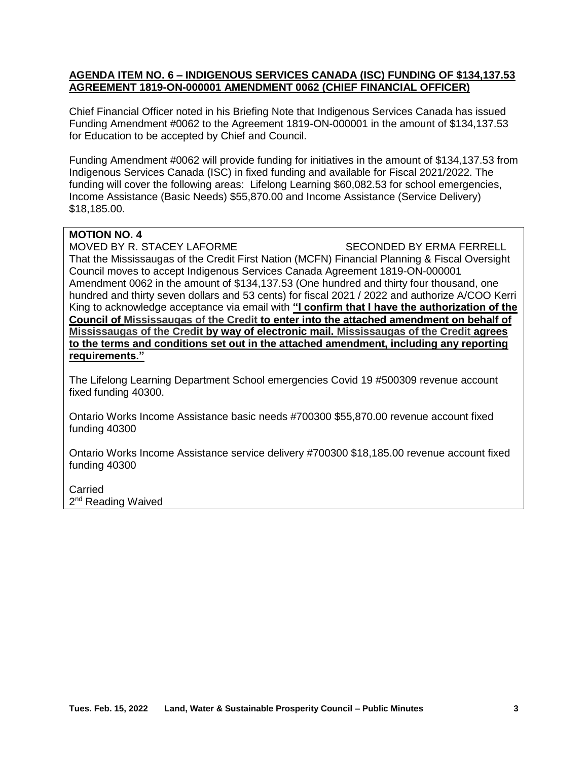**AGENDA ITEM NO. 6 – INDIGENOUS SERVICES CANADA (ISC) FUNDING OF $134,137.53 AGREEMENT 1819-ON-000001 AMENDMENT 0062 (CHIEF FINANCIAL OFFICER)**

Chief Financial Officer noted in his Briefing Note that Indigenous Services Canada has issued Funding Amendment #0062 to the Agreement 1819-ON-000001 in the amount of $134,137.53 for Education to be accepted by Chief and Council.

Funding Amendment #0062 will provide funding for initiatives in the amount of $134,137.53 from Indigenous Services Canada (ISC) in fixed funding and available for Fiscal 2021/2022. The funding will cover the following areas: Lifelong Learning $60,082.53 for school emergencies, Income Assistance (Basic Needs) $55,870.00 and Income Assistance (Service Delivery) $18,185.00.

**MOTION NO. 4**

MOVED BY R. STACEY LAFORME SECONDED BY ERMA FERRELL

That the Mississaugas of the Credit First Nation (MCFN) Financial Planning & Fiscal Oversight Council moves to accept Indigenous Services Canada Agreement 1819-ON-000001 Amendment 0062 in the amount of $134,137.53 (One hundred and thirty four thousand, one hundred and thirty seven dollars and 53 cents) for fiscal 2021 / 2022 and authorize A/COO Kerri King to acknowledge acceptance via email with **"I confirm that I have the authorization of the Council of Mississaugas of the Credit to enter into the attached amendment on behalf of Mississaugas of the Credit by way of electronic mail. Mississaugas of the Credit agrees to the terms and conditions set out in the attached amendment, including any reporting requirements."**

The Lifelong Learning Department School emergencies Covid 19 #500309 revenue account fixed funding 40300.

Ontario Works Income Assistance basic needs #700300 $55,870.00 revenue account fixed funding 40300

Ontario Works Income Assistance service delivery #700300 $18,185.00 revenue account fixed funding 40300

Carried
2nd Reading Waived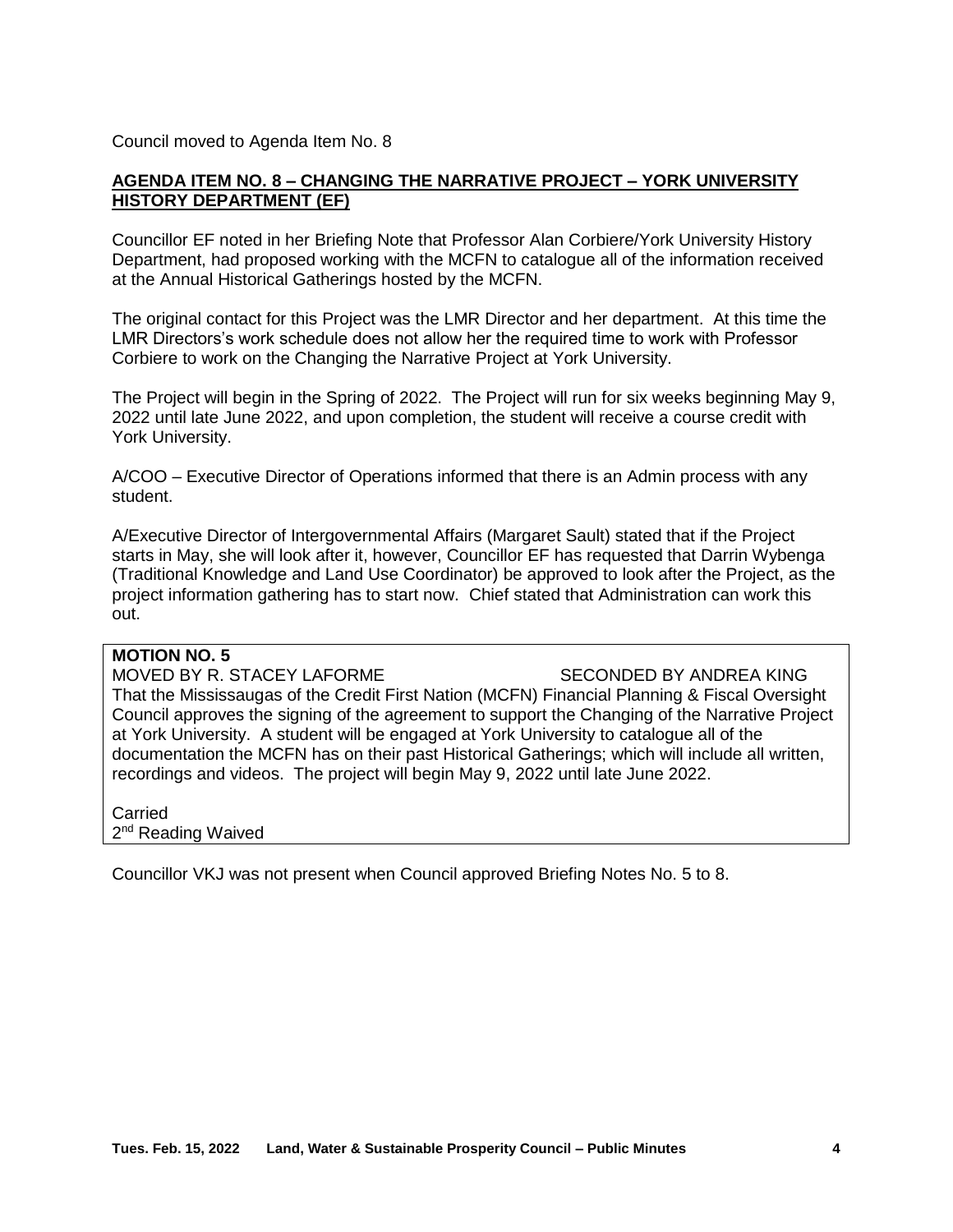Council moved to Agenda Item No. 8

## AGENDA ITEM NO. 8 – CHANGING THE NARRATIVE PROJECT – YORK UNIVERSITY HISTORY DEPARTMENT (EF)

Councillor EF noted in her Briefing Note that Professor Alan Corbiere/York University History Department, had proposed working with the MCFN to catalogue all of the information received at the Annual Historical Gatherings hosted by the MCFN.

The original contact for this Project was the LMR Director and her department. At this time the LMR Directors's work schedule does not allow her the required time to work with Professor Corbiere to work on the Changing the Narrative Project at York University.

The Project will begin in the Spring of 2022. The Project will run for six weeks beginning May 9, 2022 until late June 2022, and upon completion, the student will receive a course credit with York University.

A/COO – Executive Director of Operations informed that there is an Admin process with any student.

A/Executive Director of Intergovernmental Affairs (Margaret Sault) stated that if the Project starts in May, she will look after it, however, Councillor EF has requested that Darrin Wybenga (Traditional Knowledge and Land Use Coordinator) be approved to look after the Project, as the project information gathering has to start now. Chief stated that Administration can work this out.

**MOTION NO. 5**

MOVED BY R. STACEY LAFORME SECONDED BY ANDREA KING

That the Mississaugas of the Credit First Nation (MCFN) Financial Planning & Fiscal Oversight Council approves the signing of the agreement to support the Changing of the Narrative Project at York University. A student will be engaged at York University to catalogue all of the documentation the MCFN has on their past Historical Gatherings; which will include all written, recordings and videos. The project will begin May 9, 2022 until late June 2022.

Carried
2nd Reading Waived

Councillor VKJ was not present when Council approved Briefing Notes No. 5 to 8.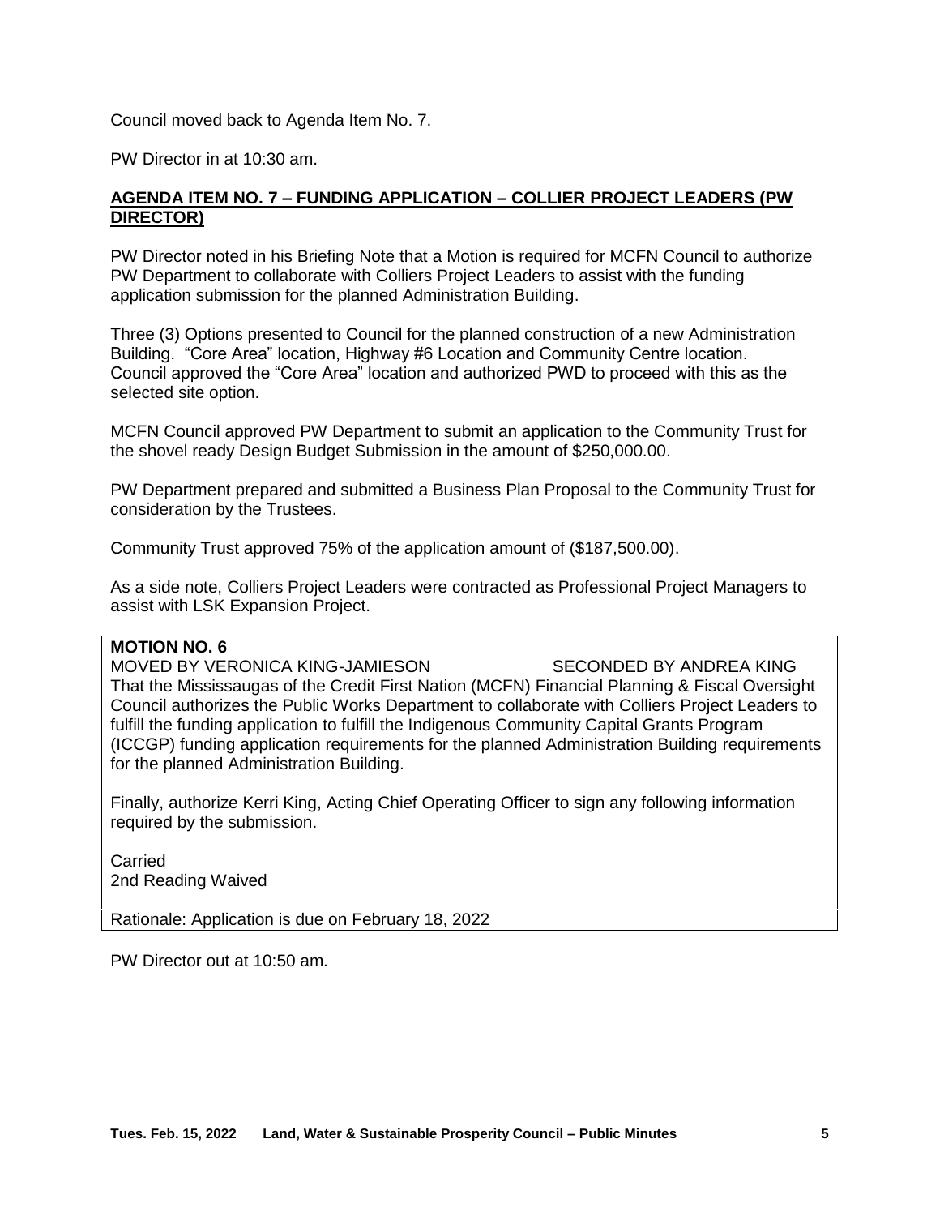Council moved back to Agenda Item No. 7.

PW Director in at 10:30 am.

**AGENDA ITEM NO. 7 – FUNDING APPLICATION – COLLIER PROJECT LEADERS (PW DIRECTOR)**

PW Director noted in his Briefing Note that a Motion is required for MCFN Council to authorize PW Department to collaborate with Colliers Project Leaders to assist with the funding application submission for the planned Administration Building.

Three (3) Options presented to Council for the planned construction of a new Administration Building. "Core Area" location, Highway #6 Location and Community Centre location. Council approved the "Core Area" location and authorized PWD to proceed with this as the selected site option.

MCFN Council approved PW Department to submit an application to the Community Trust for the shovel ready Design Budget Submission in the amount of $250,000.00.

PW Department prepared and submitted a Business Plan Proposal to the Community Trust for consideration by the Trustees.

Community Trust approved 75% of the application amount of ($187,500.00).

As a side note, Colliers Project Leaders were contracted as Professional Project Managers to assist with LSK Expansion Project.

**MOTION NO. 6**
MOVED BY VERONICA KING-JAMIESON SECONDED BY ANDREA KING
That the Mississaugas of the Credit First Nation (MCFN) Financial Planning & Fiscal Oversight Council authorizes the Public Works Department to collaborate with Colliers Project Leaders to fulfill the funding application to fulfill the Indigenous Community Capital Grants Program (ICCGP) funding application requirements for the planned Administration Building requirements for the planned Administration Building.

Finally, authorize Kerri King, Acting Chief Operating Officer to sign any following information required by the submission.

Carried
2nd Reading Waived

Rationale: Application is due on February 18, 2022

PW Director out at 10:50 am.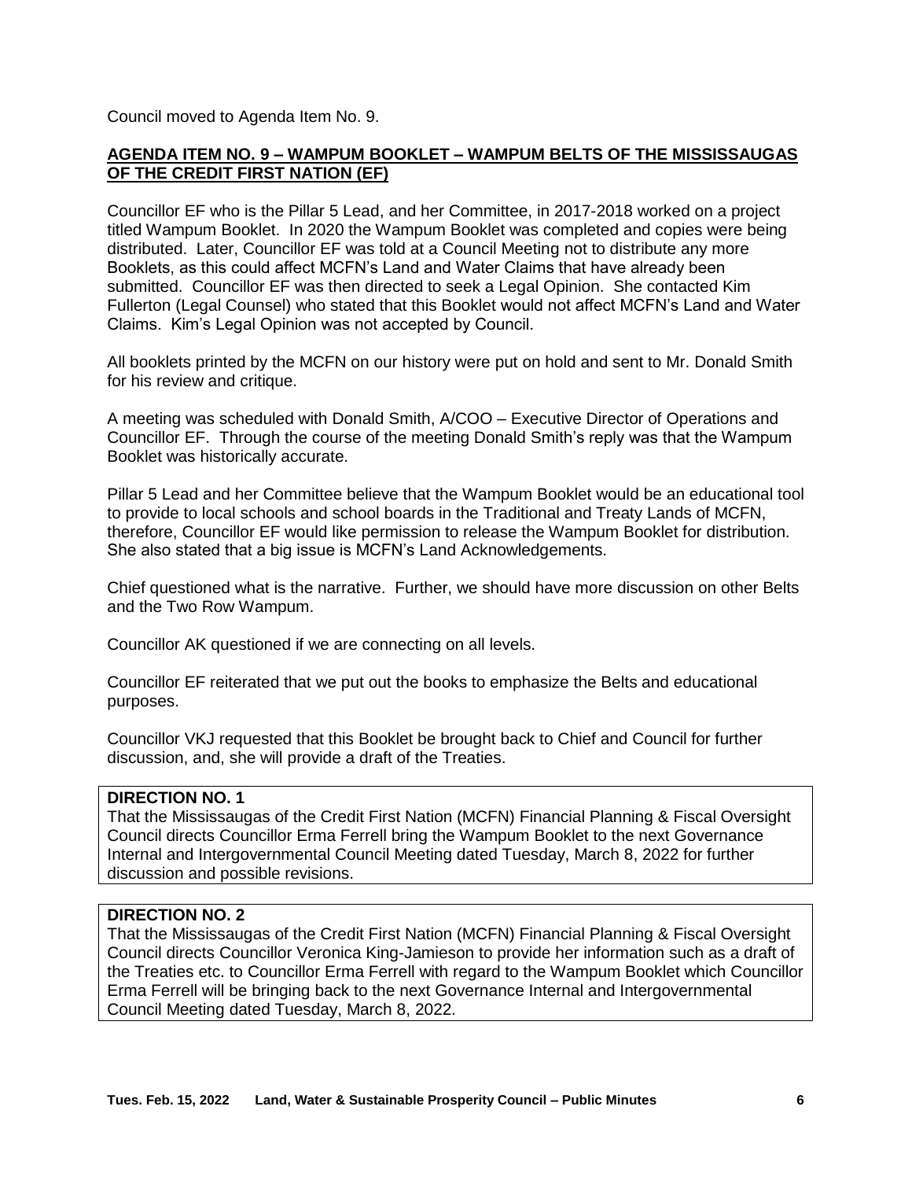Council moved to Agenda Item No. 9.

## AGENDA ITEM NO. 9 – WAMPUM BOOKLET – WAMPUM BELTS OF THE MISSISSAUGAS OF THE CREDIT FIRST NATION (EF)

Councillor EF who is the Pillar 5 Lead, and her Committee, in 2017-2018 worked on a project titled Wampum Booklet. In 2020 the Wampum Booklet was completed and copies were being distributed. Later, Councillor EF was told at a Council Meeting not to distribute any more Booklets, as this could affect MCFN's Land and Water Claims that have already been submitted. Councillor EF was then directed to seek a Legal Opinion. She contacted Kim Fullerton (Legal Counsel) who stated that this Booklet would not affect MCFN's Land and Water Claims. Kim's Legal Opinion was not accepted by Council.

All booklets printed by the MCFN on our history were put on hold and sent to Mr. Donald Smith for his review and critique.

A meeting was scheduled with Donald Smith, A/COO – Executive Director of Operations and Councillor EF. Through the course of the meeting Donald Smith's reply was that the Wampum Booklet was historically accurate.

Pillar 5 Lead and her Committee believe that the Wampum Booklet would be an educational tool to provide to local schools and school boards in the Traditional and Treaty Lands of MCFN, therefore, Councillor EF would like permission to release the Wampum Booklet for distribution. She also stated that a big issue is MCFN's Land Acknowledgements.

Chief questioned what is the narrative. Further, we should have more discussion on other Belts and the Two Row Wampum.

Councillor AK questioned if we are connecting on all levels.

Councillor EF reiterated that we put out the books to emphasize the Belts and educational purposes.

Councillor VKJ requested that this Booklet be brought back to Chief and Council for further discussion, and, she will provide a draft of the Treaties.

**DIRECTION NO. 1**
That the Mississaugas of the Credit First Nation (MCFN) Financial Planning & Fiscal Oversight Council directs Councillor Erma Ferrell bring the Wampum Booklet to the next Governance Internal and Intergovernmental Council Meeting dated Tuesday, March 8, 2022 for further discussion and possible revisions.

**DIRECTION NO. 2**
That the Mississaugas of the Credit First Nation (MCFN) Financial Planning & Fiscal Oversight Council directs Councillor Veronica King-Jamieson to provide her information such as a draft of the Treaties etc. to Councillor Erma Ferrell with regard to the Wampum Booklet which Councillor Erma Ferrell will be bringing back to the next Governance Internal and Intergovernmental Council Meeting dated Tuesday, March 8, 2022.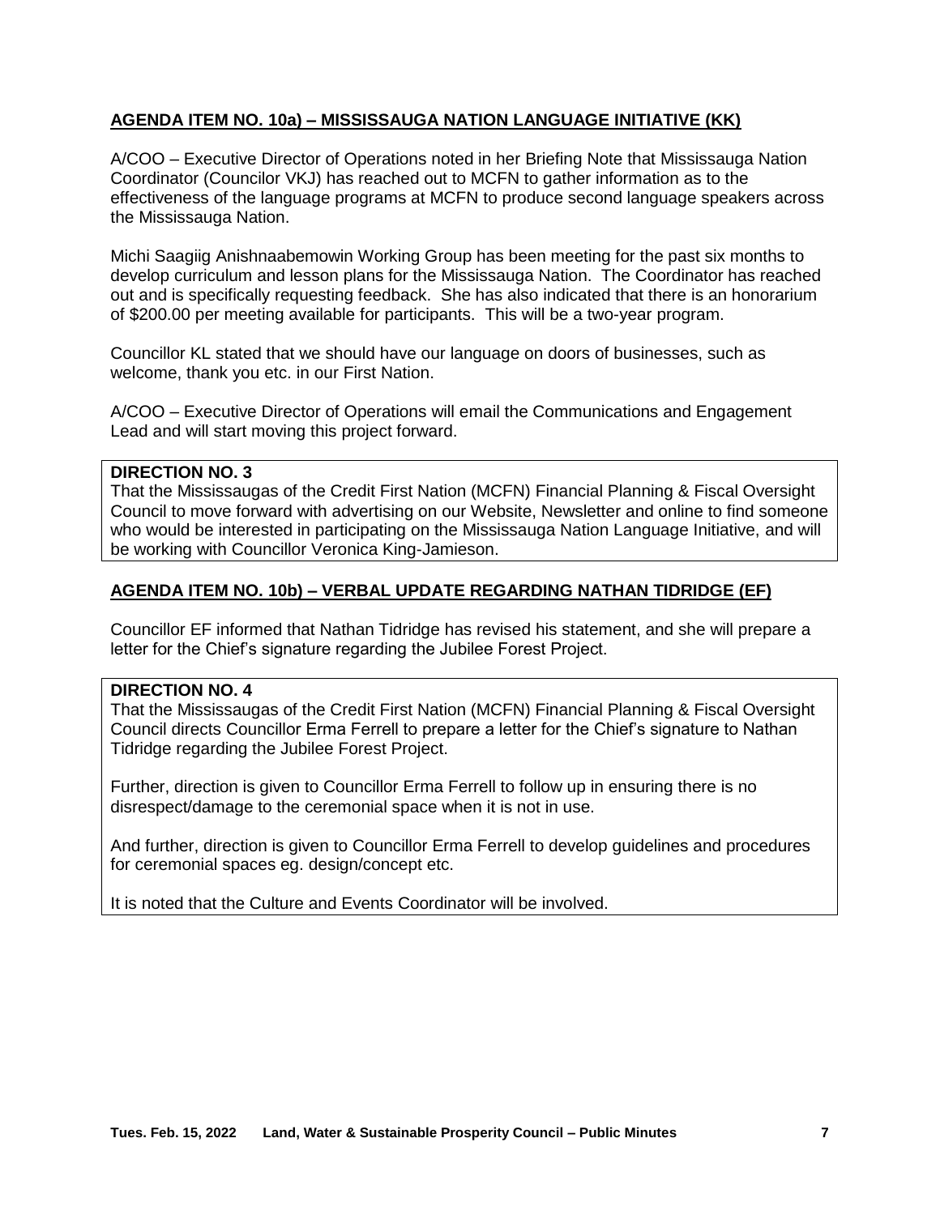**AGENDA ITEM NO. 10a) – MISSISSAUGA NATION LANGUAGE INITIATIVE (KK)**

A/COO – Executive Director of Operations noted in her Briefing Note that Mississauga Nation Coordinator (Councilor VKJ) has reached out to MCFN to gather information as to the effectiveness of the language programs at MCFN to produce second language speakers across the Mississauga Nation.

Michi Saagiig Anishnaabemowin Working Group has been meeting for the past six months to develop curriculum and lesson plans for the Mississauga Nation. The Coordinator has reached out and is specifically requesting feedback. She has also indicated that there is an honorarium of $200.00 per meeting available for participants. This will be a two-year program.

Councillor KL stated that we should have our language on doors of businesses, such as welcome, thank you etc. in our First Nation.

A/COO – Executive Director of Operations will email the Communications and Engagement Lead and will start moving this project forward.

**DIRECTION NO. 3**
That the Mississaugas of the Credit First Nation (MCFN) Financial Planning & Fiscal Oversight Council to move forward with advertising on our Website, Newsletter and online to find someone who would be interested in participating on the Mississauga Nation Language Initiative, and will be working with Councillor Veronica King-Jamieson.

**AGENDA ITEM NO. 10b) – VERBAL UPDATE REGARDING NATHAN TIDRIDGE (EF)**

Councillor EF informed that Nathan Tidridge has revised his statement, and she will prepare a letter for the Chief's signature regarding the Jubilee Forest Project.

**DIRECTION NO. 4**
That the Mississaugas of the Credit First Nation (MCFN) Financial Planning & Fiscal Oversight Council directs Councillor Erma Ferrell to prepare a letter for the Chief's signature to Nathan Tidridge regarding the Jubilee Forest Project.

Further, direction is given to Councillor Erma Ferrell to follow up in ensuring there is no disrespect/damage to the ceremonial space when it is not in use.

And further, direction is given to Councillor Erma Ferrell to develop guidelines and procedures for ceremonial spaces eg. design/concept etc.

It is noted that the Culture and Events Coordinator will be involved.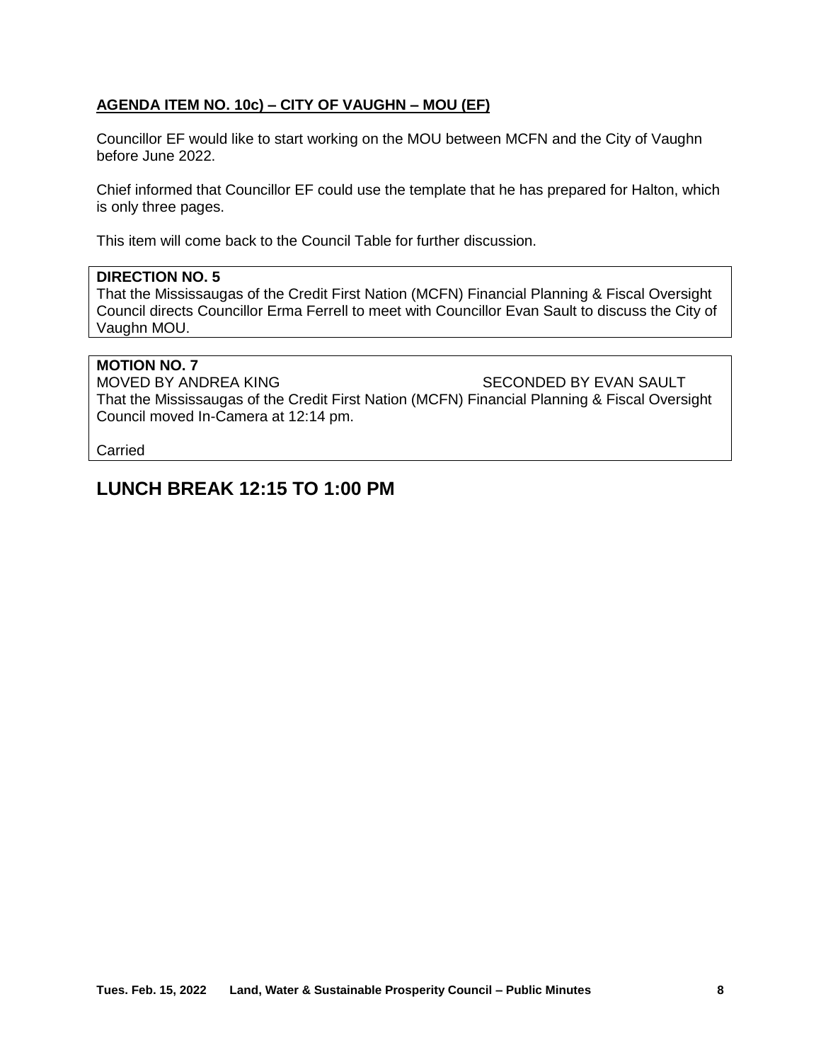**AGENDA ITEM NO. 10c) – CITY OF VAUGHN – MOU (EF)**

Councillor EF would like to start working on the MOU between MCFN and the City of Vaughn before June 2022.

Chief informed that Councillor EF could use the template that he has prepared for Halton, which is only three pages.

This item will come back to the Council Table for further discussion.

**DIRECTION NO. 5**
That the Mississaugas of the Credit First Nation (MCFN) Financial Planning & Fiscal Oversight Council directs Councillor Erma Ferrell to meet with Councillor Evan Sault to discuss the City of Vaughn MOU.

**MOTION NO. 7**
MOVED BY ANDREA KING SECONDED BY EVAN SAULT
That the Mississaugas of the Credit First Nation (MCFN) Financial Planning & Fiscal Oversight Council moved In-Camera at 12:14 pm.

Carried

## LUNCH BREAK 12:15 TO 1:00 PM